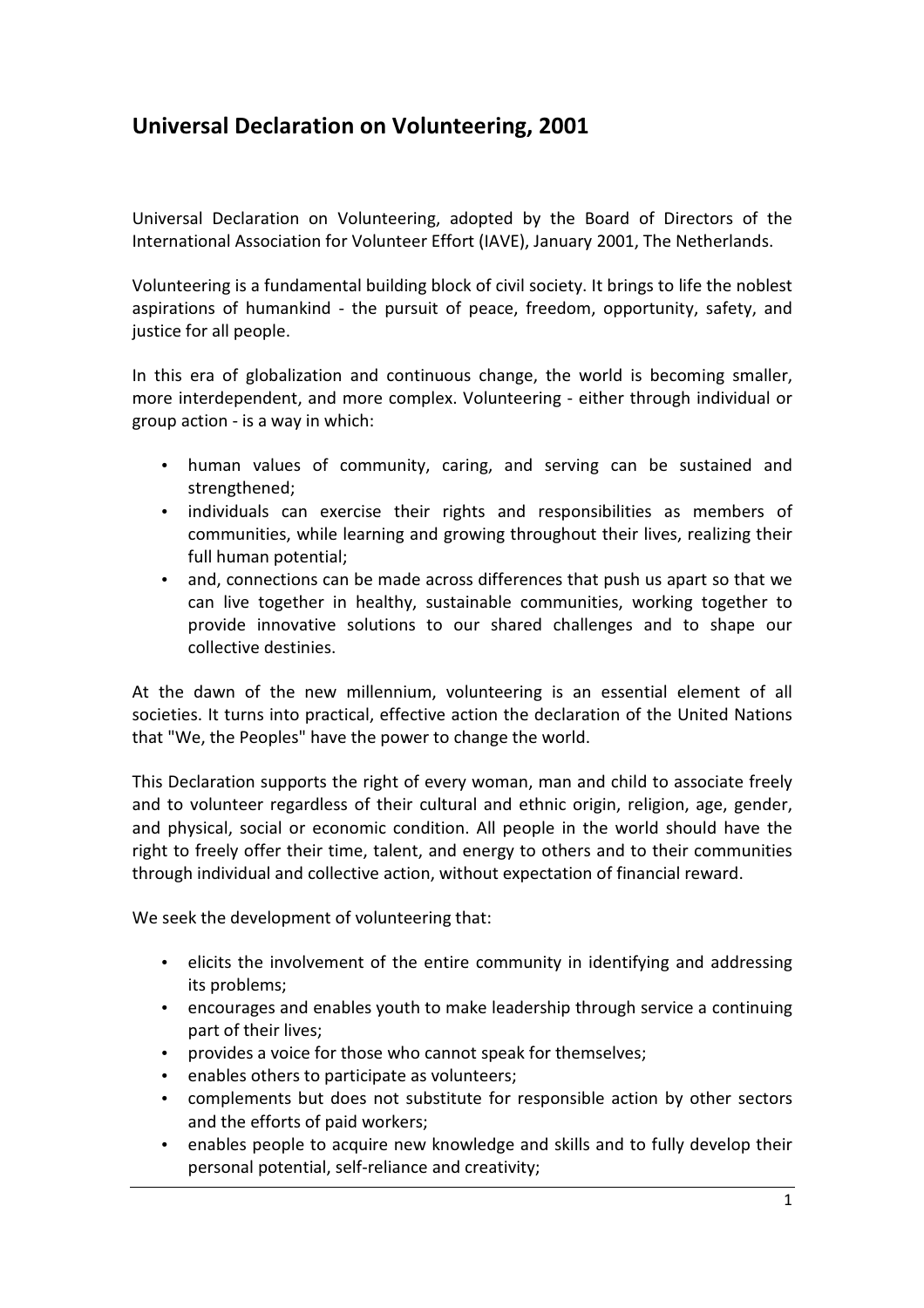# Universal Declaration on Volunteering, 2001

Universal Declaration on Volunteering, adopted by the Board of Directors of the International Association for Volunteer Effort (IAVE), January 2001, The Netherlands.

Volunteering is a fundamental building block of civil society. It brings to life the noblest aspirations of humankind - the pursuit of peace, freedom, opportunity, safety, and justice for all people.

In this era of globalization and continuous change, the world is becoming smaller, more interdependent, and more complex. Volunteering - either through individual or group action - is a way in which:

- human values of community, caring, and serving can be sustained and strengthened;
- individuals can exercise their rights and responsibilities as members of communities, while learning and growing throughout their lives, realizing their full human potential;
- and, connections can be made across differences that push us apart so that we can live together in healthy, sustainable communities, working together to provide innovative solutions to our shared challenges and to shape our collective destinies.

At the dawn of the new millennium, volunteering is an essential element of all societies. It turns into practical, effective action the declaration of the United Nations that "We, the Peoples" have the power to change the world.

This Declaration supports the right of every woman, man and child to associate freely and to volunteer regardless of their cultural and ethnic origin, religion, age, gender, and physical, social or economic condition. All people in the world should have the right to freely offer their time, talent, and energy to others and to their communities through individual and collective action, without expectation of financial reward.

We seek the development of volunteering that:

- elicits the involvement of the entire community in identifying and addressing its problems;
- encourages and enables youth to make leadership through service a continuing part of their lives;
- provides a voice for those who cannot speak for themselves;
- enables others to participate as volunteers;
- complements but does not substitute for responsible action by other sectors and the efforts of paid workers;
- enables people to acquire new knowledge and skills and to fully develop their personal potential, self-reliance and creativity;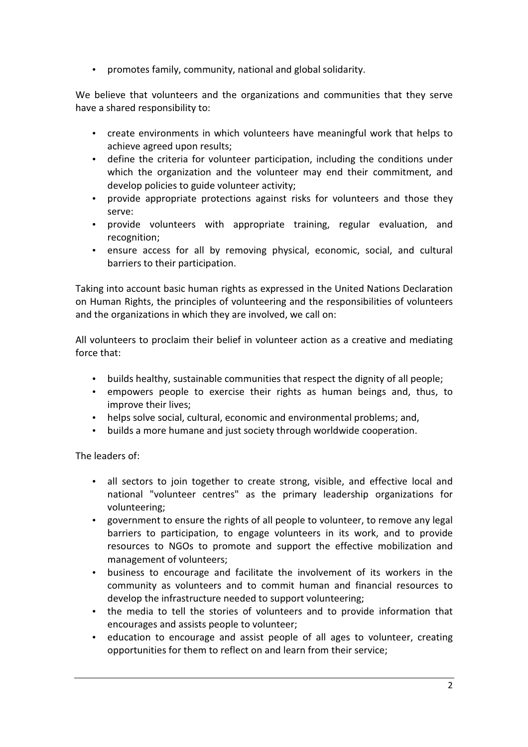- promotes family, community, national and global solidarity.

We believe that volunteers and the organizations and communities that they serve have a shared responsibility to:

- create environments in which volunteers have meaningful work that helps to achieve agreed upon results;
- define the criteria for volunteer participation, including the conditions under which the organization and the volunteer may end their commitment, and develop policies to guide volunteer activity;
- provide appropriate protections against risks for volunteers and those they serve:
- provide volunteers with appropriate training, regular evaluation, and recognition;
- ensure access for all by removing physical, economic, social, and cultural barriers to their participation.

Taking into account basic human rights as expressed in the United Nations Declaration on Human Rights, the principles of volunteering and the responsibilities of volunteers and the organizations in which they are involved, we call on:

All volunteers to proclaim their belief in volunteer action as a creative and mediating force that:

- builds healthy, sustainable communities that respect the dignity of all people;
- empowers people to exercise their rights as human beings and, thus, to improve their lives;
- helps solve social, cultural, economic and environmental problems; and,
- builds a more humane and just society through worldwide cooperation.

The leaders of:

- all sectors to join together to create strong, visible, and effective local and national "volunteer centres" as the primary leadership organizations for volunteering;
- government to ensure the rights of all people to volunteer, to remove any legal barriers to participation, to engage volunteers in its work, and to provide resources to NGOs to promote and support the effective mobilization and management of volunteers;
- business to encourage and facilitate the involvement of its workers in the community as volunteers and to commit human and financial resources to develop the infrastructure needed to support volunteering;
- the media to tell the stories of volunteers and to provide information that encourages and assists people to volunteer;
- education to encourage and assist people of all ages to volunteer, creating opportunities for them to reflect on and learn from their service;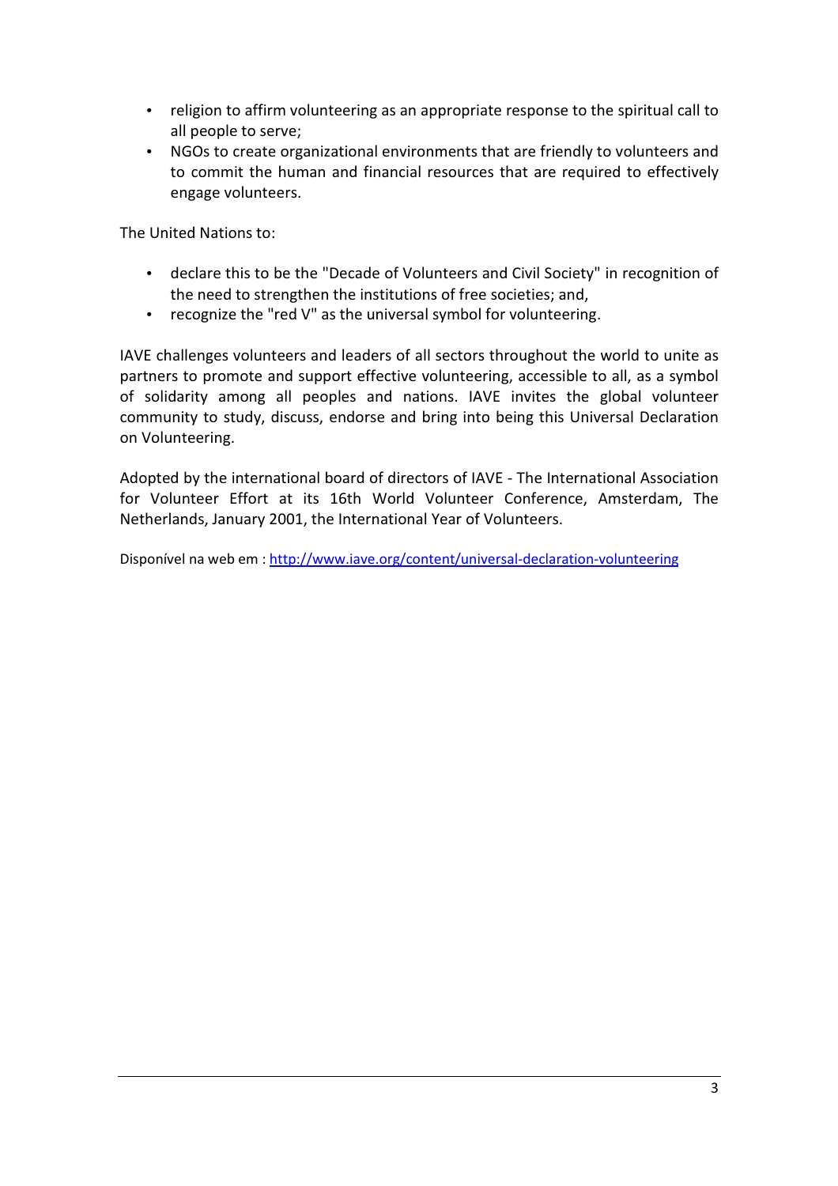- religion to affirm volunteering as an appropriate response to the spiritual call to all people to serve;
- NGOs to create organizational environments that are friendly to volunteers and to commit the human and financial resources that are required to effectively engage volunteers.

The United Nations to:

- declare this to be the "Decade of Volunteers and Civil Society" in recognition of the need to strengthen the institutions of free societies; and,
- recognize the "red V" as the universal symbol for volunteering.

IAVE challenges volunteers and leaders of all sectors throughout the world to unite as partners to promote and support effective volunteering, accessible to all, as a symbol of solidarity among all peoples and nations. IAVE invites the global volunteer community to study, discuss, endorse and bring into being this Universal Declaration on Volunteering.

Adopted by the international board of directors of IAVE - The International Association for Volunteer Effort at its 16th World Volunteer Conference, Amsterdam, The Netherlands, January 2001, the International Year of Volunteers.

Disponível na web em : [http://www.iave.org/content/universal-declaration-volunteering](http://www.iave.org/content/universal-declaration-volunteering)